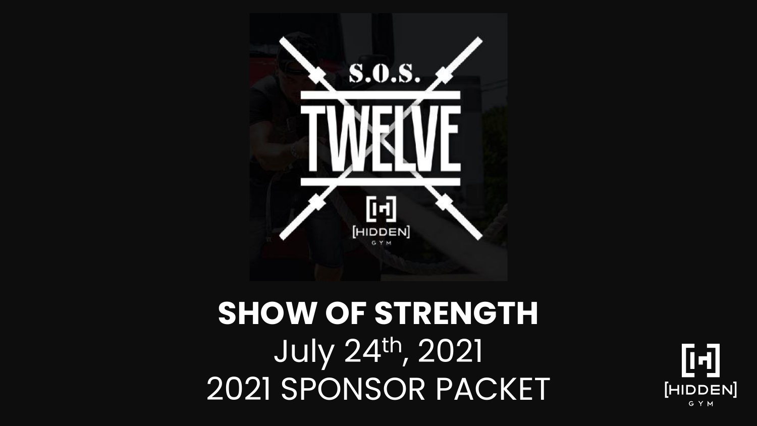# SHOW OF STRENGTH

July 24th, 2021

2021 SPONSOR PACKET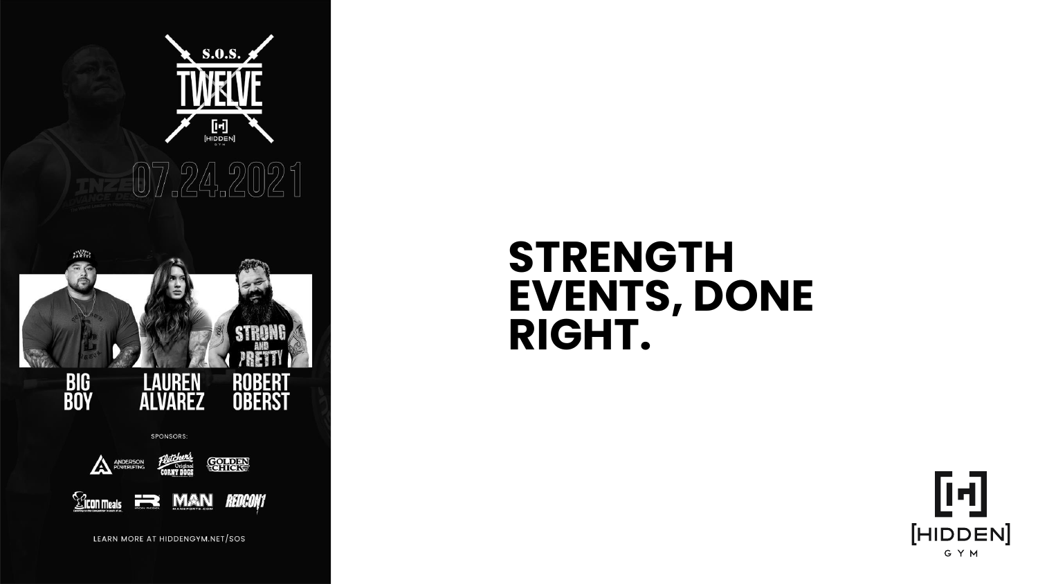S.O.S.

TWELVE

[HIDDEN] GYM

07.24.2021

BIG BOY

LAUREN ALVAREZ

ROBERT OBERST

SPONSORS:

LEARN MORE AT HIDDENGYM.NET/SOS

# STRENGTH EVENTS, DONE RIGHT.

[HIDDEN] GYM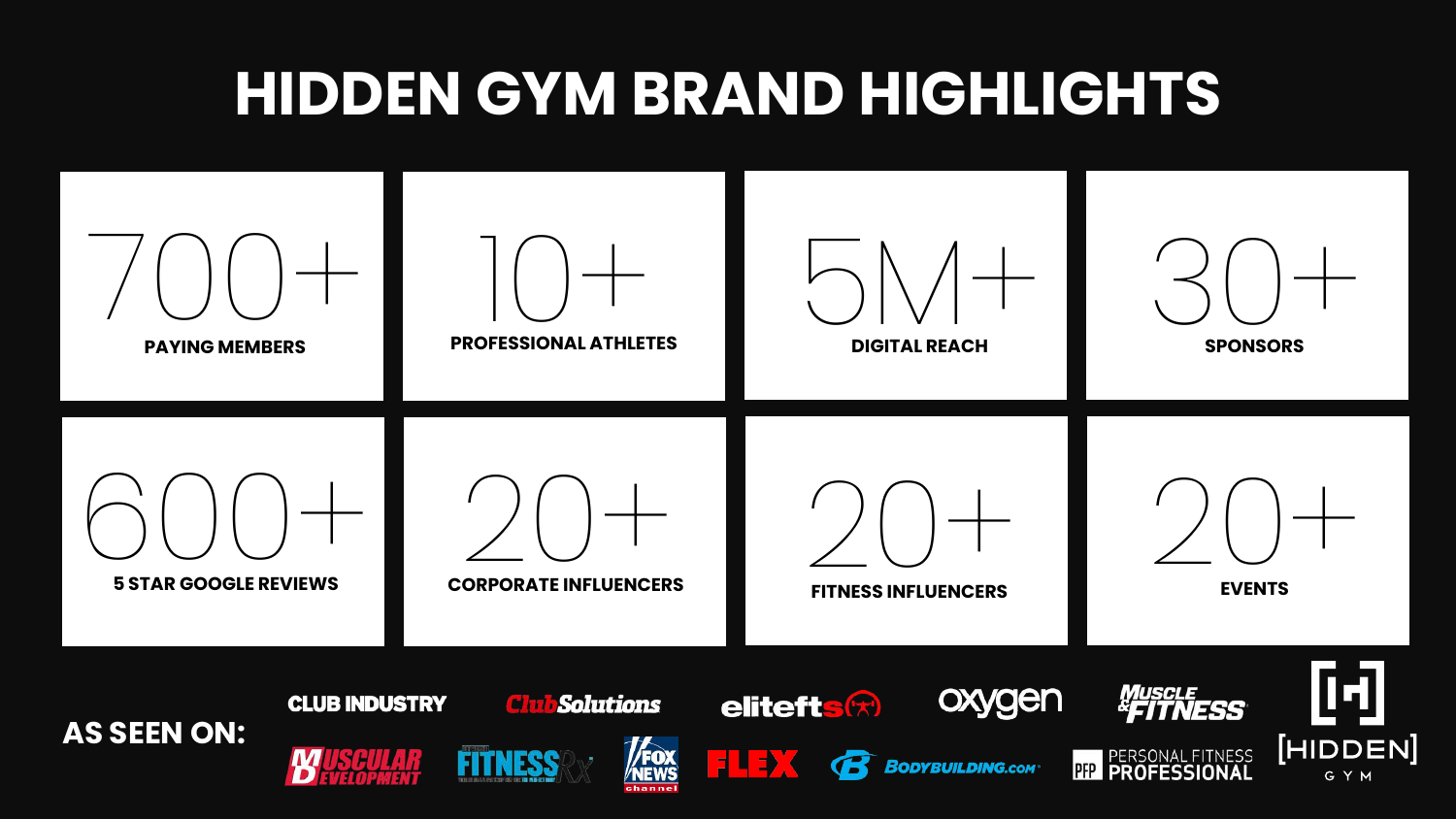# HIDDEN GYM BRAND HIGHLIGHTS

**700+**
PAYING MEMBERS

**10+**
PROFESSIONAL ATHLETES

**5M+**
DIGITAL REACH

**30+**
SPONSORS

**600+**
5 STAR GOOGLE REVIEWS

**20+**
CORPORATE INFLUENCERS

**20+**
FITNESS INFLUENCERS

**20+**
EVENTS

**AS SEEN ON:**

CLUB INDUSTRY, Club Solutions, elitefts, oxygen, Muscle & Fitness, Muscular Development, FitnessRx, Fox News Channel, FLEX, Bodybuilding.com, PFP Personal Fitness Professional

[HIDDEN] GYM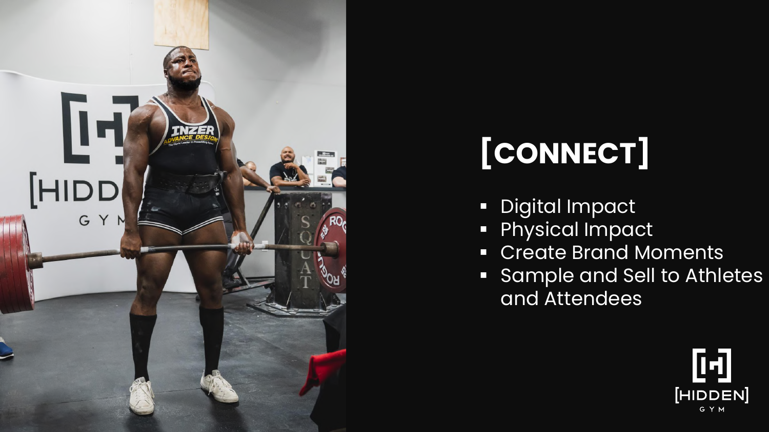# [CONNECT]

- Digital Impact
- Physical Impact
- Create Brand Moments
- Sample and Sell to Athletes and Attendees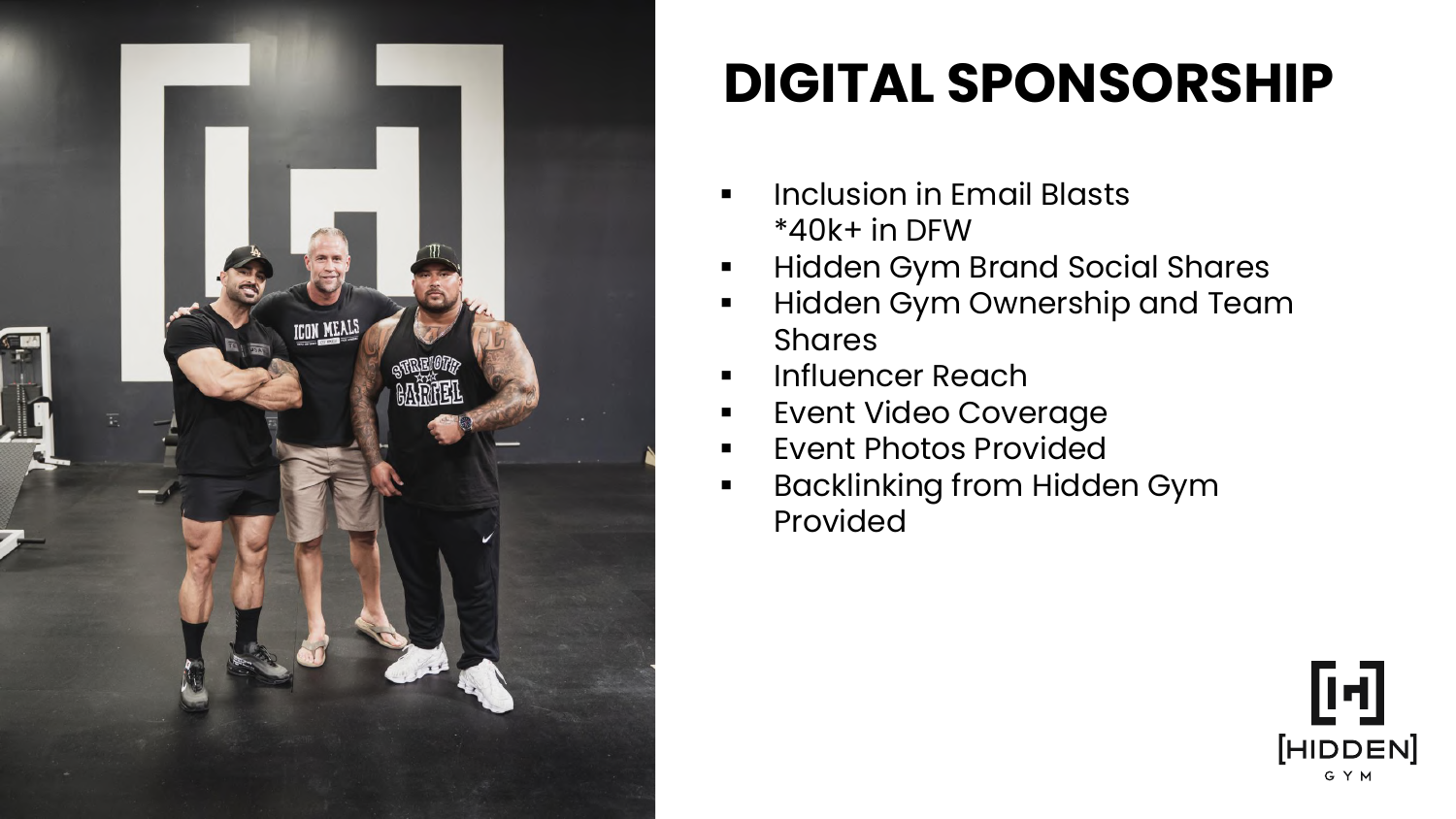# DIGITAL SPONSORSHIP

- Inclusion in Email Blasts
  *40k+ in DFW
- Hidden Gym Brand Social Shares
- Hidden Gym Ownership and Team Shares
- Influencer Reach
- Event Video Coverage
- Event Photos Provided
- Backlinking from Hidden Gym Provided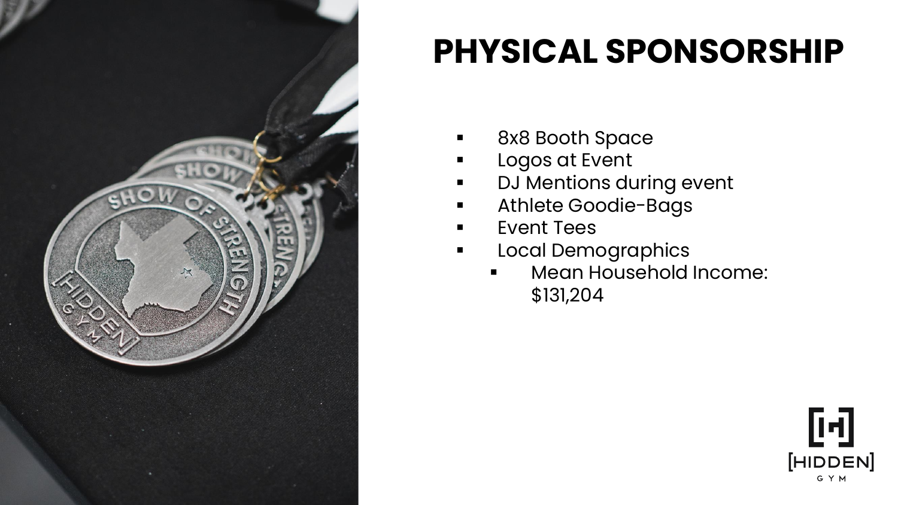# PHYSICAL SPONSORSHIP

- 8x8 Booth Space
- Logos at Event
- DJ Mentions during event
- Athlete Goodie-Bags
- Event Tees
- Local Demographics
  - Mean Household Income: $131,204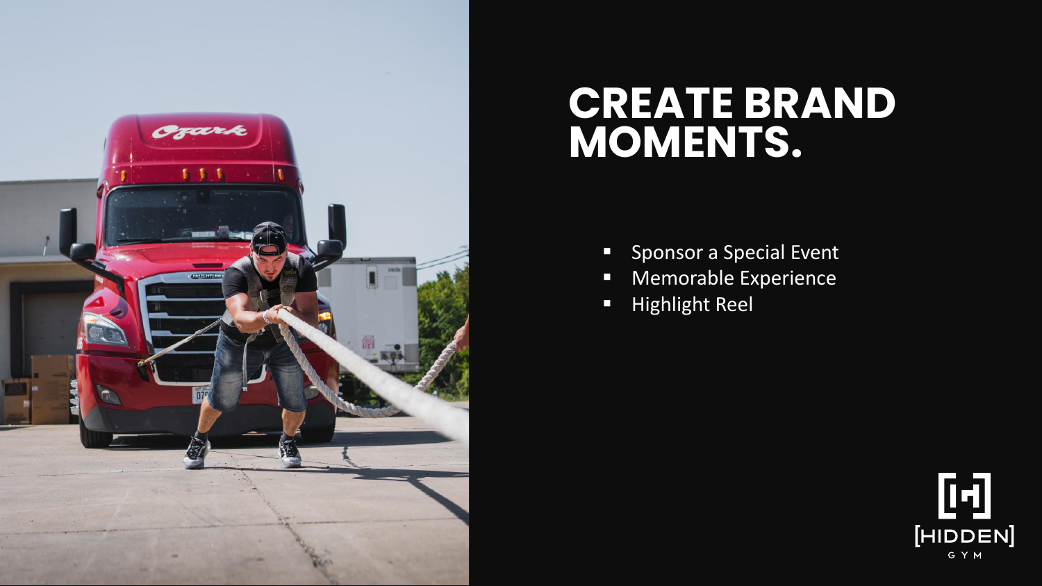# CREATE BRAND MOMENTS.

- Sponsor a Special Event
- Memorable Experience
- Highlight Reel

[HIDDEN] GYM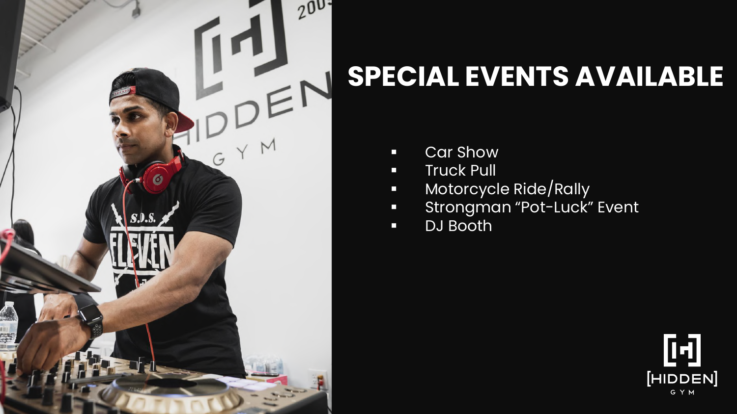# SPECIAL EVENTS AVAILABLE

- Car Show
- Truck Pull
- Motorcycle Ride/Rally
- Strongman “Pot-Luck” Event
- DJ Booth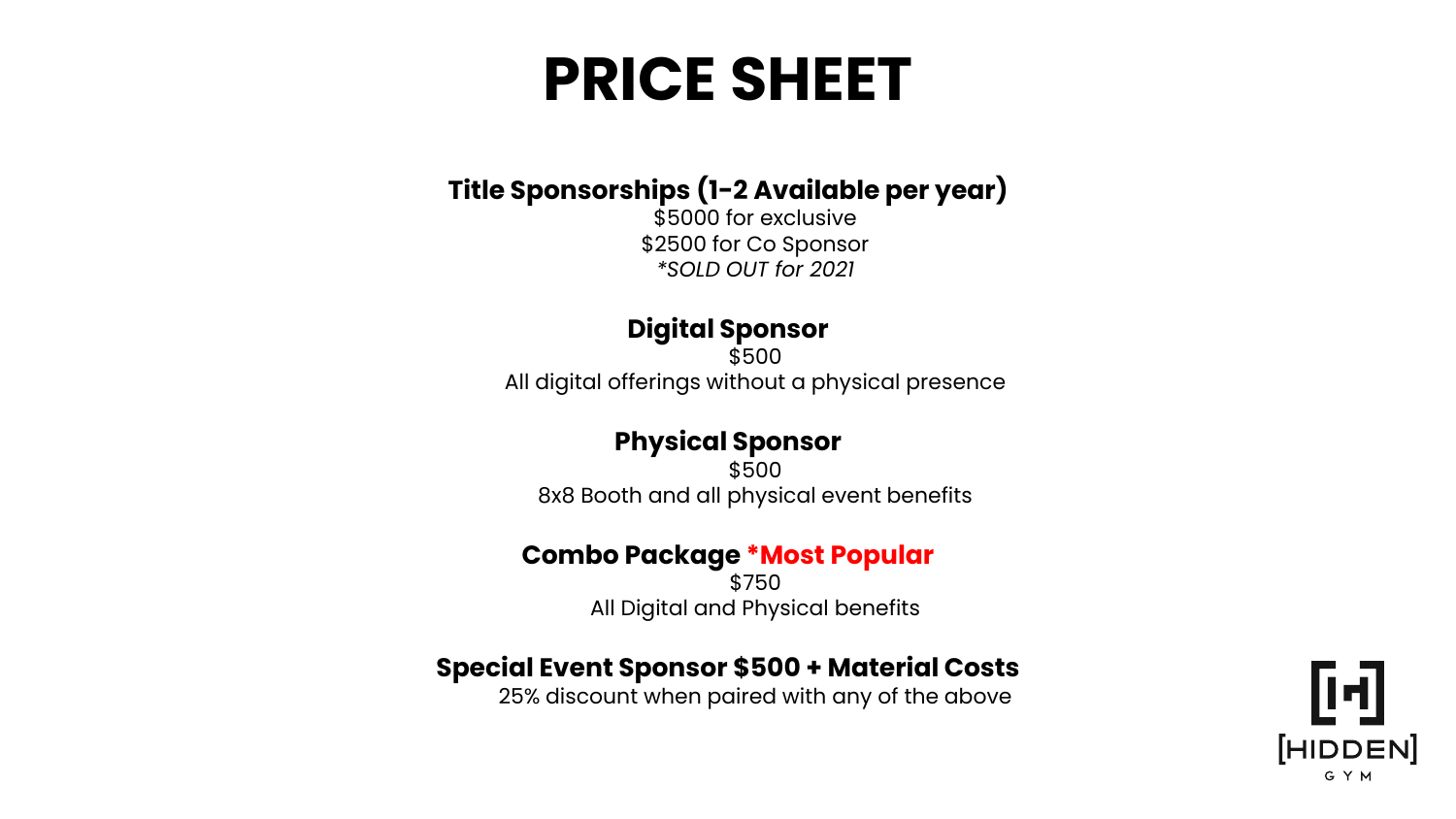# PRICE SHEET

**Title Sponsorships (1-2 Available per year)**
$5000 for exclusive
$2500 for Co Sponsor
*\*SOLD OUT for 2021*

**Digital Sponsor**
$500
All digital offerings without a physical presence

**Physical Sponsor**
$500
8x8 Booth and all physical event benefits

**Combo Package *Most Popular**
$750
All Digital and Physical benefits

**Special Event Sponsor $500 + Material Costs**
25% discount when paired with any of the above

[HIDDEN] GYM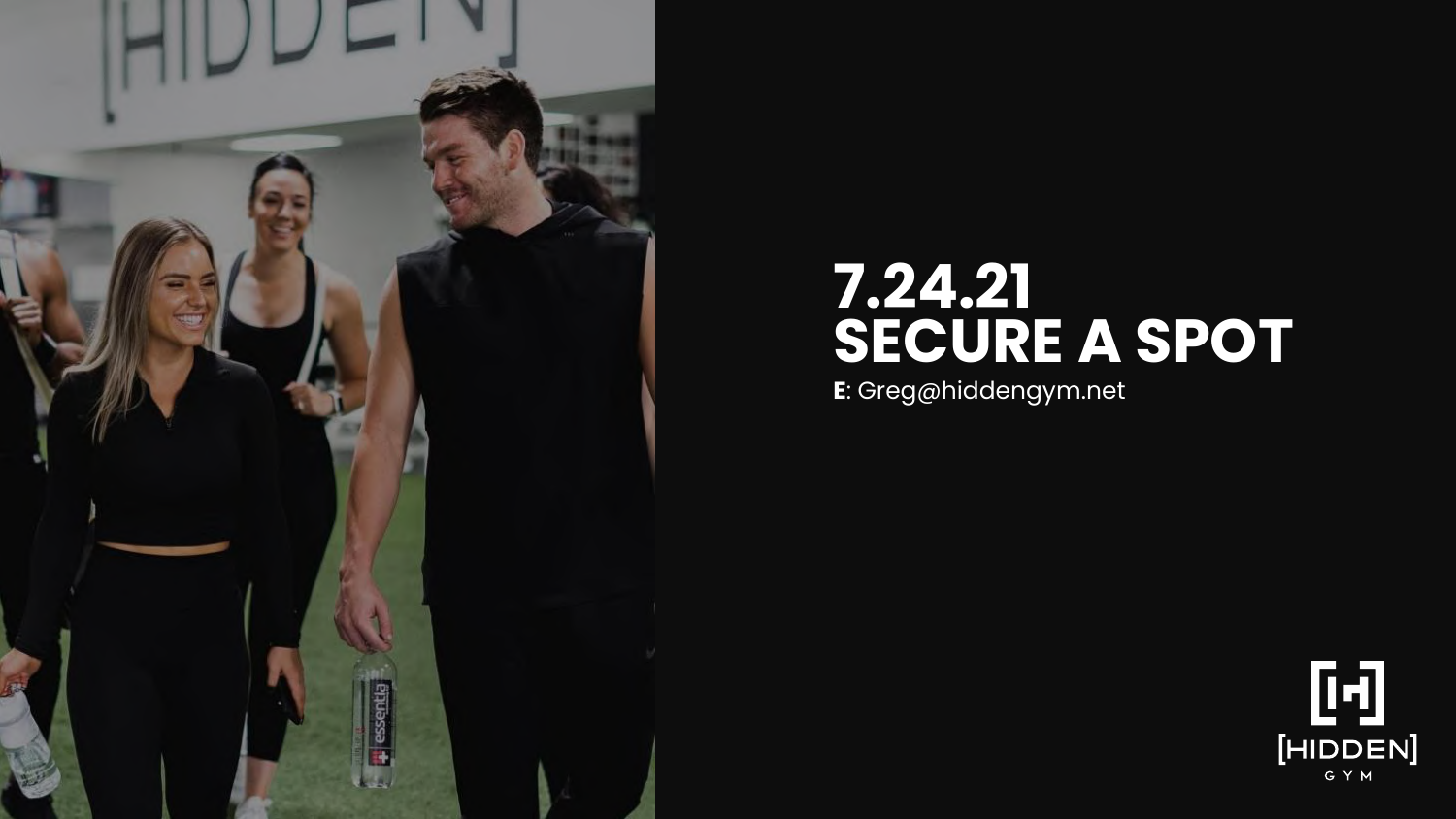# 7.24.21
# SECURE A SPOT

**E**: Greg@hiddengym.net

[HIDDEN]
GYM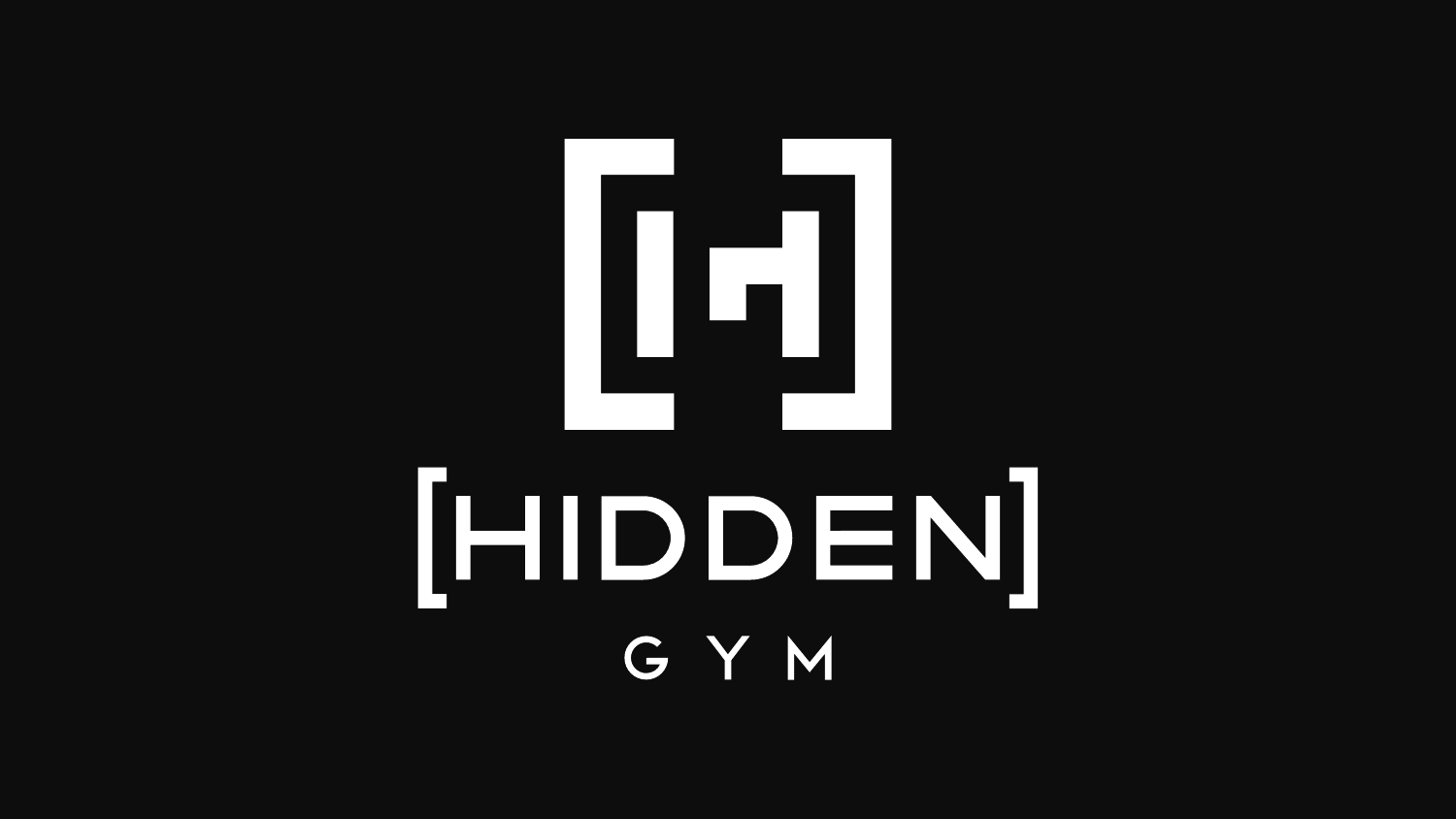[HIDDEN]

GYM